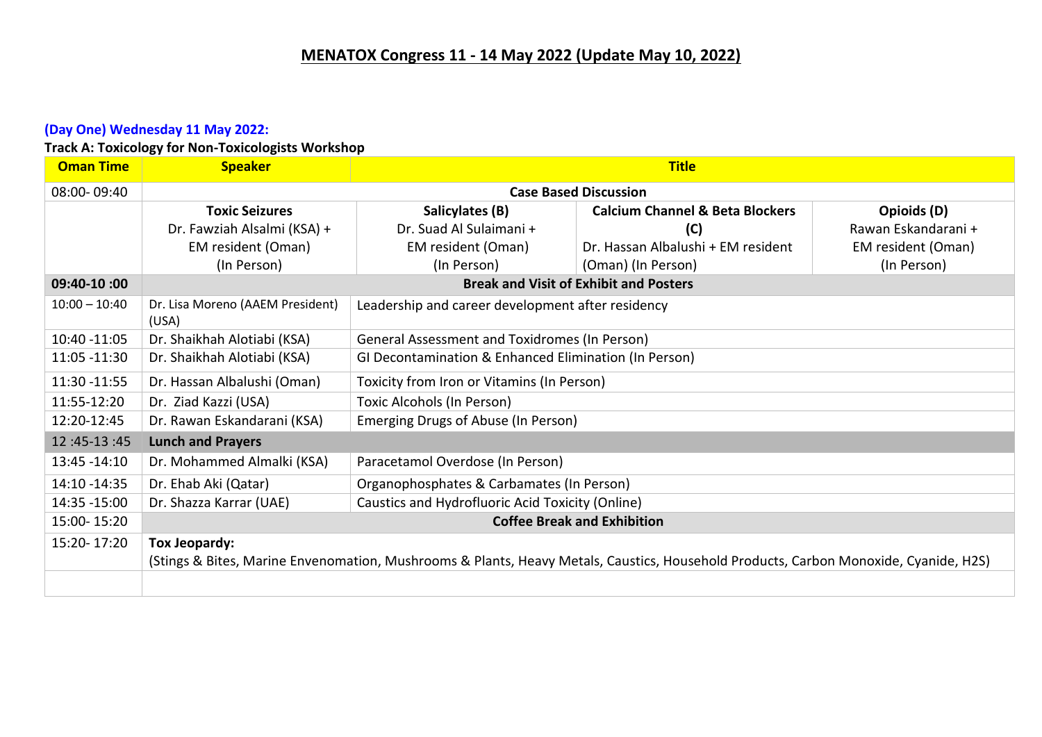# MENATOX Congress 11 - 14 May 2022 (Update May 10, 2022)

## (Day One) Wednesday 11 May 2022:

### Track A: Toxicology for Non-Toxicologists Workshop

| Oman Time | Speaker | Title | | |
|---|---|---|---|---|
| 08:00- 09:40 | Case Based Discussion | | | |
| | **Toxic Seizures** Dr. Fawziah Alsalmi (KSA) + EM resident (Oman) (In Person) | **Salicylates (B)** Dr. Suad Al Sulaimani + EM resident (Oman) (In Person) | **Calcium Channel & Beta Blockers (C)** Dr. Hassan Albalushi + EM resident (Oman) (In Person) | **Opioids (D)** Rawan Eskandarani + EM resident (Oman) (In Person) |
| **09:40-10 :00** | **Break and Visit of Exhibit and Posters** | | | |
| 10:00 – 10:40 | Dr. Lisa Moreno (AAEM President) (USA) | Leadership and career development after residency | | |
| 10:40 -11:05 | Dr. Shaikhah Alotiabi (KSA) | General Assessment and Toxidromes (In Person) | | |
| 11:05 -11:30 | Dr. Shaikhah Alotiabi (KSA) | GI Decontamination & Enhanced Elimination (In Person) | | |
| 11:30 -11:55 | Dr. Hassan Albalushi (Oman) | Toxicity from Iron or Vitamins (In Person) | | |
| 11:55-12:20 | Dr. Ziad Kazzi (USA) | Toxic Alcohols (In Person) | | |
| 12:20-12:45 | Dr. Rawan Eskandarani (KSA) | Emerging Drugs of Abuse (In Person) | | |
| 12 :45-13 :45 | **Lunch and Prayers** | | | |
| 13:45 -14:10 | Dr. Mohammed Almalki (KSA) | Paracetamol Overdose (In Person) | | |
| 14:10 -14:35 | Dr. Ehab Aki (Qatar) | Organophosphates & Carbamates (In Person) | | |
| 14:35 -15:00 | Dr. Shazza Karrar (UAE) | Caustics and Hydrofluoric Acid Toxicity (Online) | | |
| 15:00- 15:20 | **Coffee Break and Exhibition** | | | |
| 15:20- 17:20 | **Tox Jeopardy:** (Stings & Bites, Marine Envenomation, Mushrooms & Plants, Heavy Metals, Caustics, Household Products, Carbon Monoxide, Cyanide, H2S) | | | |
| | | | | |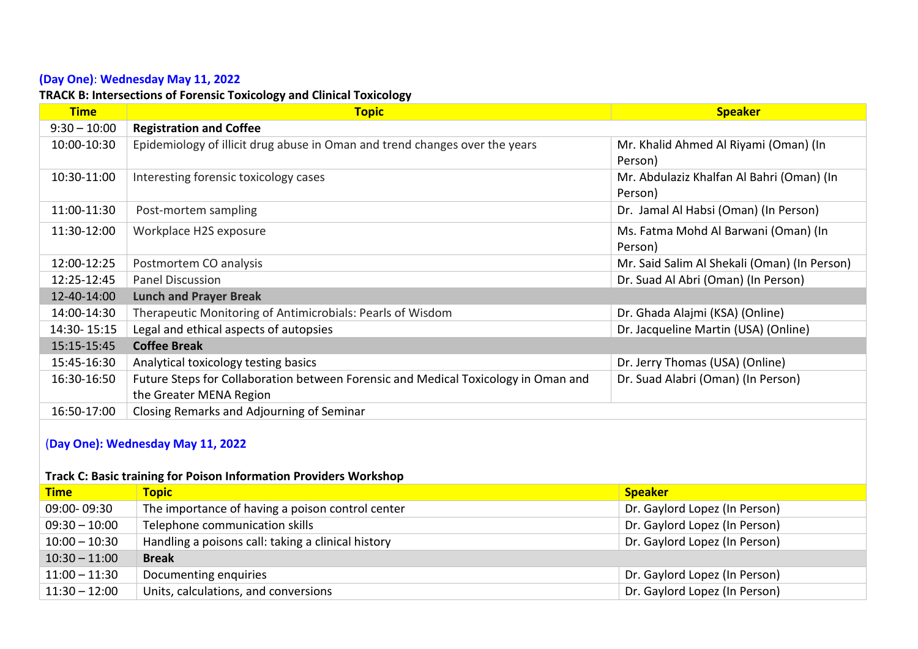**(Day One)**: **Wednesday May 11, 2022**

**TRACK B: Intersections of Forensic Toxicology and Clinical Toxicology**

| Time | Topic | Speaker |
|---|---|---|
| 9:30 – 10:00 | **Registration and Coffee** | |
| 10:00-10:30 | Epidemiology of illicit drug abuse in Oman and trend changes over the years | Mr. Khalid Ahmed Al Riyami (Oman) (In Person) |
| 10:30-11:00 | Interesting forensic toxicology cases | Mr. Abdulaziz Khalfan Al Bahri (Oman) (In Person) |
| 11:00-11:30 | Post-mortem sampling | Dr. Jamal Al Habsi (Oman) (In Person) |
| 11:30-12:00 | Workplace H2S exposure | Ms. Fatma Mohd Al Barwani (Oman) (In Person) |
| 12:00-12:25 | Postmortem CO analysis | Mr. Said Salim Al Shekali (Oman) (In Person) |
| 12:25-12:45 | Panel Discussion | Dr. Suad Al Abri (Oman) (In Person) |
| 12-40-14:00 | **Lunch and Prayer Break** | |
| 14:00-14:30 | Therapeutic Monitoring of Antimicrobials: Pearls of Wisdom | Dr. Ghada Alajmi (KSA) (Online) |
| 14:30- 15:15 | Legal and ethical aspects of autopsies | Dr. Jacqueline Martin (USA) (Online) |
| 15:15-15:45 | **Coffee Break** | |
| 15:45-16:30 | Analytical toxicology testing basics | Dr. Jerry Thomas (USA) (Online) |
| 16:30-16:50 | Future Steps for Collaboration between Forensic and Medical Toxicology in Oman and the Greater MENA Region | Dr. Suad Alabri (Oman) (In Person) |
| 16:50-17:00 | Closing Remarks and Adjourning of Seminar | |

(**Day One): Wednesday May 11, 2022**

**Track C: Basic training for Poison Information Providers Workshop**

| Time | Topic | Speaker |
|---|---|---|
| 09:00- 09:30 | The importance of having a poison control center | Dr. Gaylord Lopez (In Person) |
| 09:30 – 10:00 | Telephone communication skills | Dr. Gaylord Lopez (In Person) |
| 10:00 – 10:30 | Handling a poisons call: taking a clinical history | Dr. Gaylord Lopez (In Person) |
| 10:30 – 11:00 | **Break** | |
| 11:00 – 11:30 | Documenting enquiries | Dr. Gaylord Lopez (In Person) |
| 11:30 – 12:00 | Units, calculations, and conversions | Dr. Gaylord Lopez (In Person) |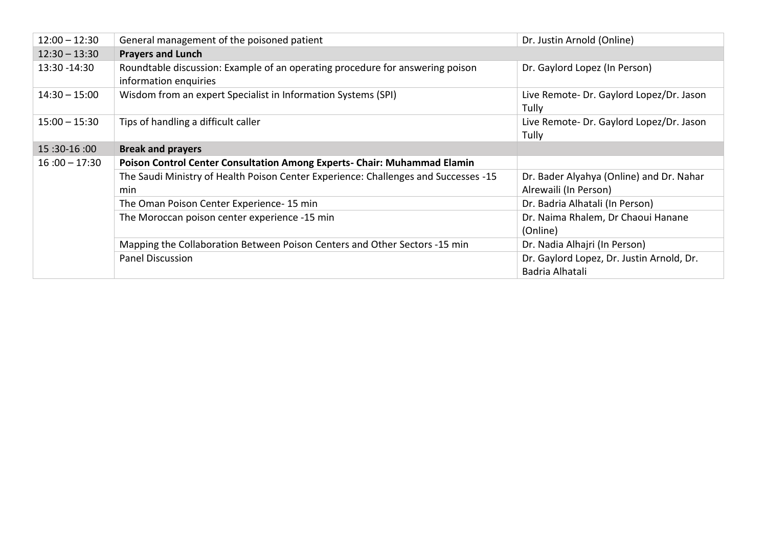| | | |
|---|---|---|
| 12:00 – 12:30 | General management of the poisoned patient | Dr. Justin Arnold (Online) |
| 12:30 – 13:30 | **Prayers and Lunch** | |
| 13:30 -14:30 | Roundtable discussion: Example of an operating procedure for answering poison information enquiries | Dr. Gaylord Lopez (In Person) |
| 14:30 – 15:00 | Wisdom from an expert Specialist in Information Systems (SPI) | Live Remote- Dr. Gaylord Lopez/Dr. Jason Tully |
| 15:00 – 15:30 | Tips of handling a difficult caller | Live Remote- Dr. Gaylord Lopez/Dr. Jason Tully |
| 15 :30-16 :00 | **Break and prayers** | |
| 16 :00 – 17:30 | **Poison Control Center Consultation Among Experts- Chair: Muhammad Elamin** | |
| | The Saudi Ministry of Health Poison Center Experience: Challenges and Successes -15 min | Dr. Bader Alyahya (Online) and Dr. Nahar Alrewaili (In Person) |
| | The Oman Poison Center Experience- 15 min | Dr. Badria Alhatali (In Person) |
| | The Moroccan poison center experience -15 min | Dr. Naima Rhalem, Dr Chaoui Hanane (Online) |
| | Mapping the Collaboration Between Poison Centers and Other Sectors -15 min | Dr. Nadia Alhajri (In Person) |
| | Panel Discussion | Dr. Gaylord Lopez, Dr. Justin Arnold, Dr. Badria Alhatali |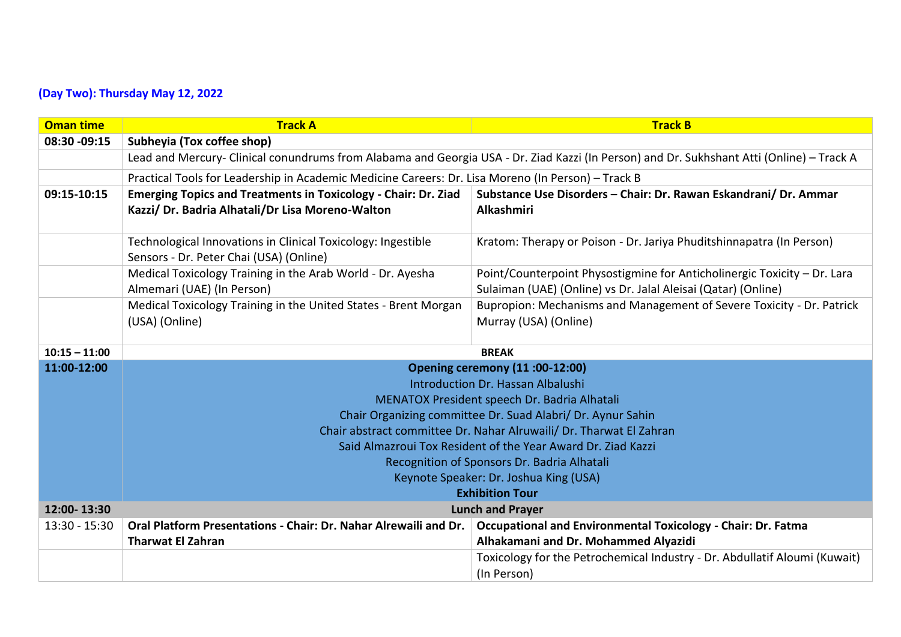**(Day Two): Thursday May 12, 2022**

| Oman time | Track A | Track B |
|---|---|---|
| 08:30 -09:15 | **Subheyia (Tox coffee shop)** | |
| | Lead and Mercury- Clinical conundrums from Alabama and Georgia USA - Dr. Ziad Kazzi (In Person) and Dr. Sukhshant Atti (Online) – Track A | |
| | Practical Tools for Leadership in Academic Medicine Careers: Dr. Lisa Moreno (In Person) – Track B | |
| 09:15-10:15 | **Emerging Topics and Treatments in Toxicology - Chair: Dr. Ziad Kazzi/ Dr. Badria Alhatali/Dr Lisa Moreno-Walton** | **Substance Use Disorders – Chair: Dr. Rawan Eskandrani/ Dr. Ammar Alkashmiri** |
| | Technological Innovations in Clinical Toxicology: Ingestible Sensors - Dr. Peter Chai (USA) (Online) | Kratom: Therapy or Poison - Dr. Jariya Phuditshinnapatra (In Person) |
| | Medical Toxicology Training in the Arab World - Dr. Ayesha Almemari (UAE) (In Person) | Point/Counterpoint Physostigmine for Anticholinergic Toxicity – Dr. Lara Sulaiman (UAE) (Online) vs Dr. Jalal Aleisai (Qatar) (Online) |
| | Medical Toxicology Training in the United States - Brent Morgan (USA) (Online) | Bupropion: Mechanisms and Management of Severe Toxicity - Dr. Patrick Murray (USA) (Online) |
| 10:15 – 11:00 | **BREAK** | |
| 11:00-12:00 | **Opening ceremony (11 :00-12:00)**<br>Introduction Dr. Hassan Albalushi<br>MENATOX President speech Dr. Badria Alhatali<br>Chair Organizing committee Dr. Suad Alabri/ Dr. Aynur Sahin<br>Chair abstract committee Dr. Nahar Alruwaili/ Dr. Tharwat El Zahran<br>Said Almazroui Tox Resident of the Year Award Dr. Ziad Kazzi<br>Recognition of Sponsors Dr. Badria Alhatali<br>Keynote Speaker: Dr. Joshua King (USA)<br>**Exhibition Tour** | |
| 12:00- 13:30 | **Lunch and Prayer** | |
| 13:30 - 15:30 | **Oral Platform Presentations - Chair: Dr. Nahar Alrewaili and Dr. Tharwat El Zahran** | **Occupational and Environmental Toxicology - Chair: Dr. Fatma Alhakamani and Dr. Mohammed Alyazidi** |
| | | Toxicology for the Petrochemical Industry - Dr. Abdullatif Aloumi (Kuwait) (In Person) |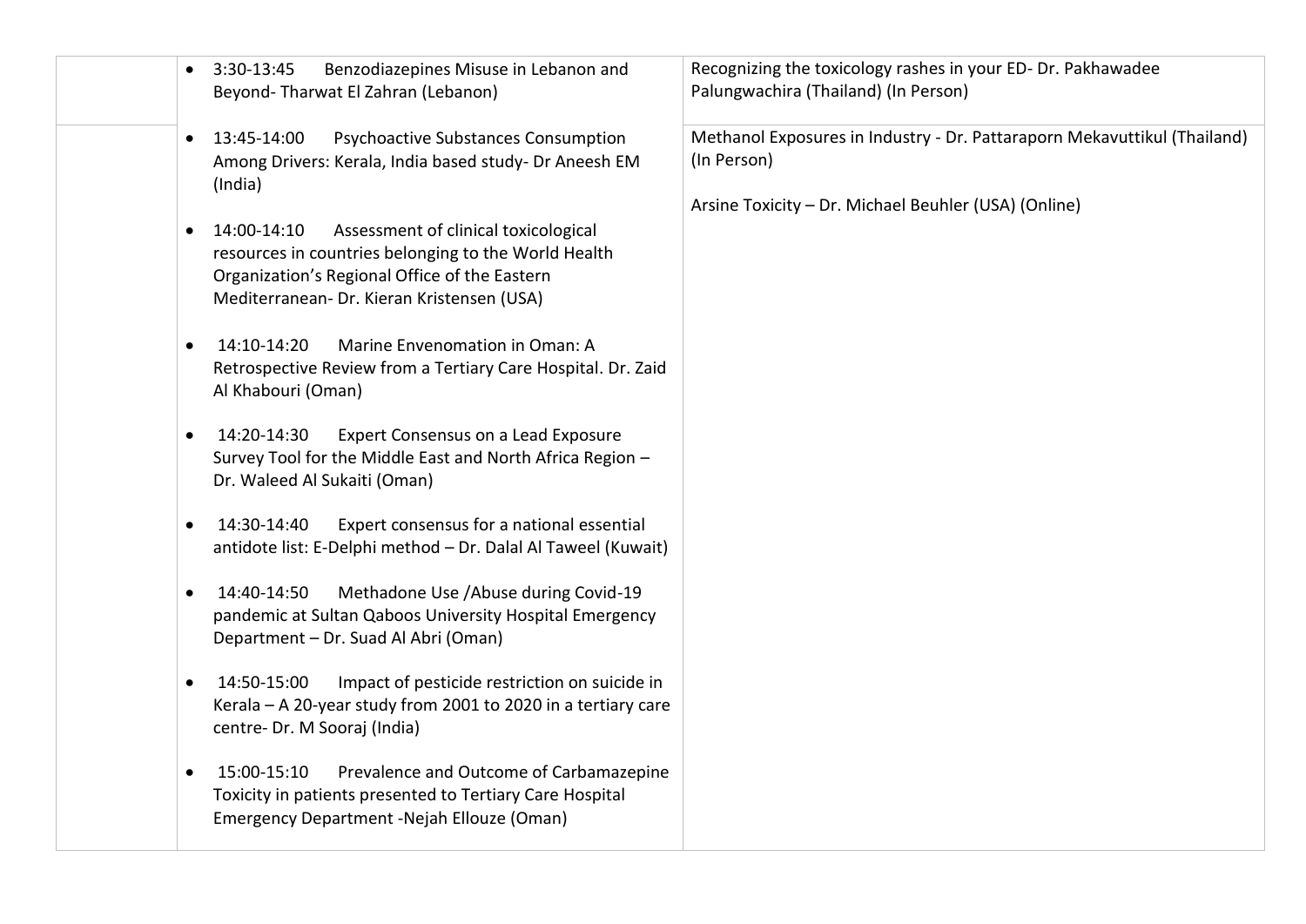| | | |
|---|---|---|
| | • 3:30-13:45 Benzodiazepines Misuse in Lebanon and Beyond- Tharwat El Zahran (Lebanon) | Recognizing the toxicology rashes in your ED- Dr. Pakhawadee Palungwachira (Thailand) (In Person) |
| | • 13:45-14:00 Psychoactive Substances Consumption Among Drivers: Kerala, India based study- Dr Aneesh EM (India)<br><br>• 14:00-14:10 Assessment of clinical toxicological resources in countries belonging to the World Health Organization's Regional Office of the Eastern Mediterranean- Dr. Kieran Kristensen (USA)<br><br>• 14:10-14:20 Marine Envenomation in Oman: A Retrospective Review from a Tertiary Care Hospital. Dr. Zaid Al Khabouri (Oman)<br><br>• 14:20-14:30 Expert Consensus on a Lead Exposure Survey Tool for the Middle East and North Africa Region – Dr. Waleed Al Sukaiti (Oman)<br><br>• 14:30-14:40 Expert consensus for a national essential antidote list: E-Delphi method – Dr. Dalal Al Taweel (Kuwait)<br><br>• 14:40-14:50 Methadone Use /Abuse during Covid-19 pandemic at Sultan Qaboos University Hospital Emergency Department – Dr. Suad Al Abri (Oman)<br><br>• 14:50-15:00 Impact of pesticide restriction on suicide in Kerala – A 20-year study from 2001 to 2020 in a tertiary care centre- Dr. M Sooraj (India)<br><br>• 15:00-15:10 Prevalence and Outcome of Carbamazepine Toxicity in patients presented to Tertiary Care Hospital Emergency Department -Nejah Ellouze (Oman) | Methanol Exposures in Industry - Dr. Pattaraporn Mekavuttikul (Thailand) (In Person)<br><br>Arsine Toxicity – Dr. Michael Beuhler (USA) (Online) |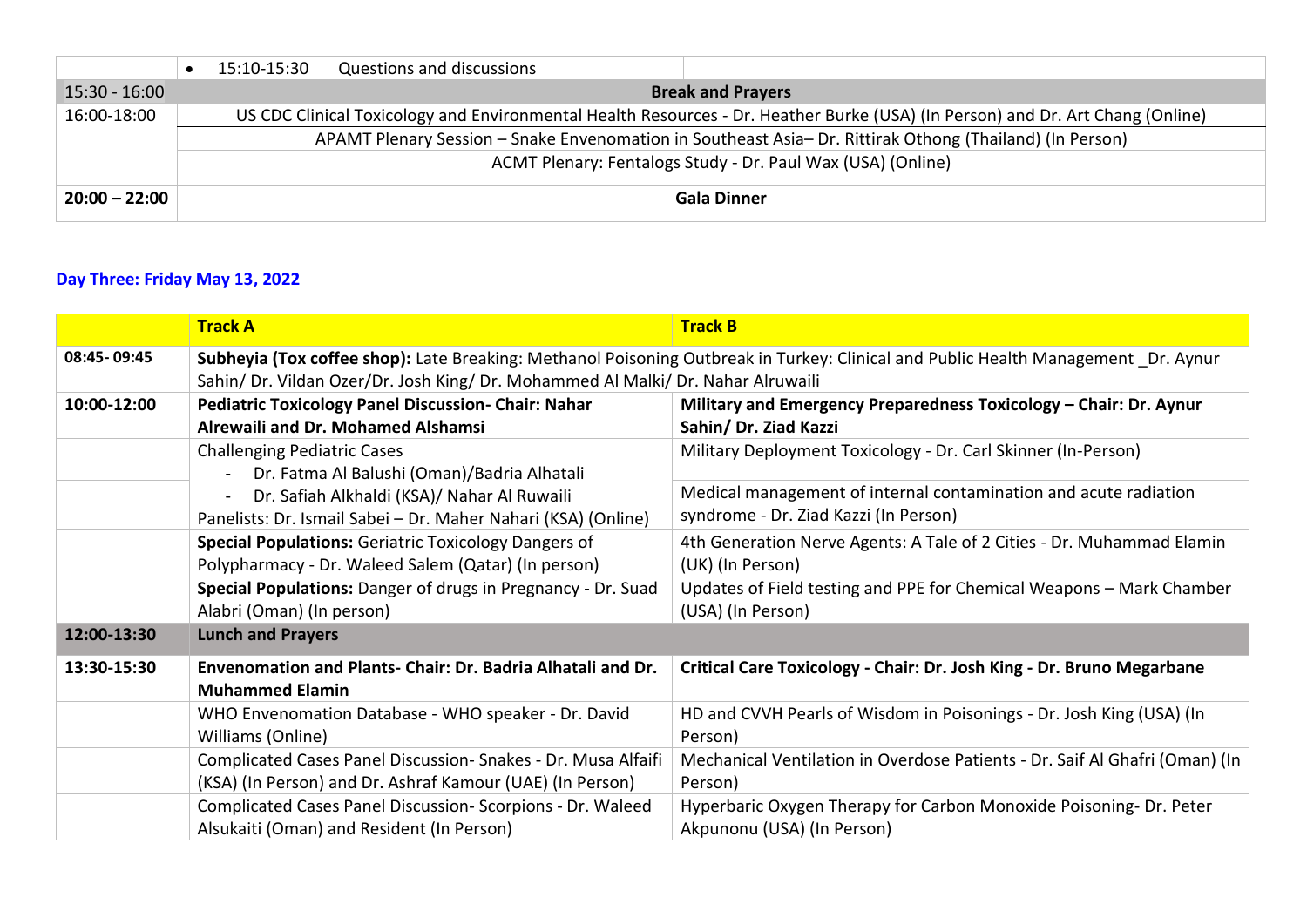| | | |
|---|---|---|
| | • 15:10-15:30 Questions and discussions | |
| 15:30 - 16:00 | **Break and Prayers** | |
| 16:00-18:00 | US CDC Clinical Toxicology and Environmental Health Resources - Dr. Heather Burke (USA) (In Person) and Dr. Art Chang (Online) | |
| | APAMT Plenary Session – Snake Envenomation in Southeast Asia– Dr. Rittirak Othong (Thailand) (In Person) | |
| | ACMT Plenary: Fentalogs Study - Dr. Paul Wax (USA) (Online) | |
| **20:00 – 22:00** | **Gala Dinner** | |

### Day Three: Friday May 13, 2022

| | Track A | Track B |
|---|---|---|
| **08:45- 09:45** | **Subheiya (Tox coffee shop):** Late Breaking: Methanol Poisoning Outbreak in Turkey: Clinical and Public Health Management _Dr. Aynur Sahin/ Dr. Vildan Ozer/Dr. Josh King/ Dr. Mohammed Al Malki/ Dr. Nahar Alruwaili | |
| **10:00-12:00** | **Pediatric Toxicology Panel Discussion- Chair: Nahar Alrewaili and Dr. Mohamed Alshamsi** | **Military and Emergency Preparedness Toxicology – Chair: Dr. Aynur Sahin/ Dr. Ziad Kazzi** |
| | Challenging Pediatric Cases<br>- Dr. Fatma Al Balushi (Oman)/Badria Alhatali<br>- Dr. Safiah Alkhaldi (KSA)/ Nahar Al Ruwaili<br>Panelists: Dr. Ismail Sabei – Dr. Maher Nahari (KSA) (Online) | Military Deployment Toxicology - Dr. Carl Skinner (In-Person) |
| | | Medical management of internal contamination and acute radiation syndrome - Dr. Ziad Kazzi (In Person) |
| | **Special Populations:** Geriatric Toxicology Dangers of Polypharmacy - Dr. Waleed Salem (Qatar) (In person) | 4th Generation Nerve Agents: A Tale of 2 Cities - Dr. Muhammad Elamin (UK) (In Person) |
| | **Special Populations:** Danger of drugs in Pregnancy - Dr. Suad Alabri (Oman) (In person) | Updates of Field testing and PPE for Chemical Weapons – Mark Chamber (USA) (In Person) |
| **12:00-13:30** | **Lunch and Prayers** | |
| **13:30-15:30** | **Envenomation and Plants- Chair: Dr. Badria Alhatali and Dr. Muhammed Elamin** | **Critical Care Toxicology - Chair: Dr. Josh King - Dr. Bruno Megarbane** |
| | WHO Envenomation Database - WHO speaker - Dr. David Williams (Online) | HD and CVVH Pearls of Wisdom in Poisonings - Dr. Josh King (USA) (In Person) |
| | Complicated Cases Panel Discussion- Snakes - Dr. Musa Alfaifi (KSA) (In Person) and Dr. Ashraf Kamour (UAE) (In Person) | Mechanical Ventilation in Overdose Patients - Dr. Saif Al Ghafri (Oman) (In Person) |
| | Complicated Cases Panel Discussion- Scorpions - Dr. Waleed Alsukaiti (Oman) and Resident (In Person) | Hyperbaric Oxygen Therapy for Carbon Monoxide Poisoning- Dr. Peter Akpunonu (USA) (In Person) |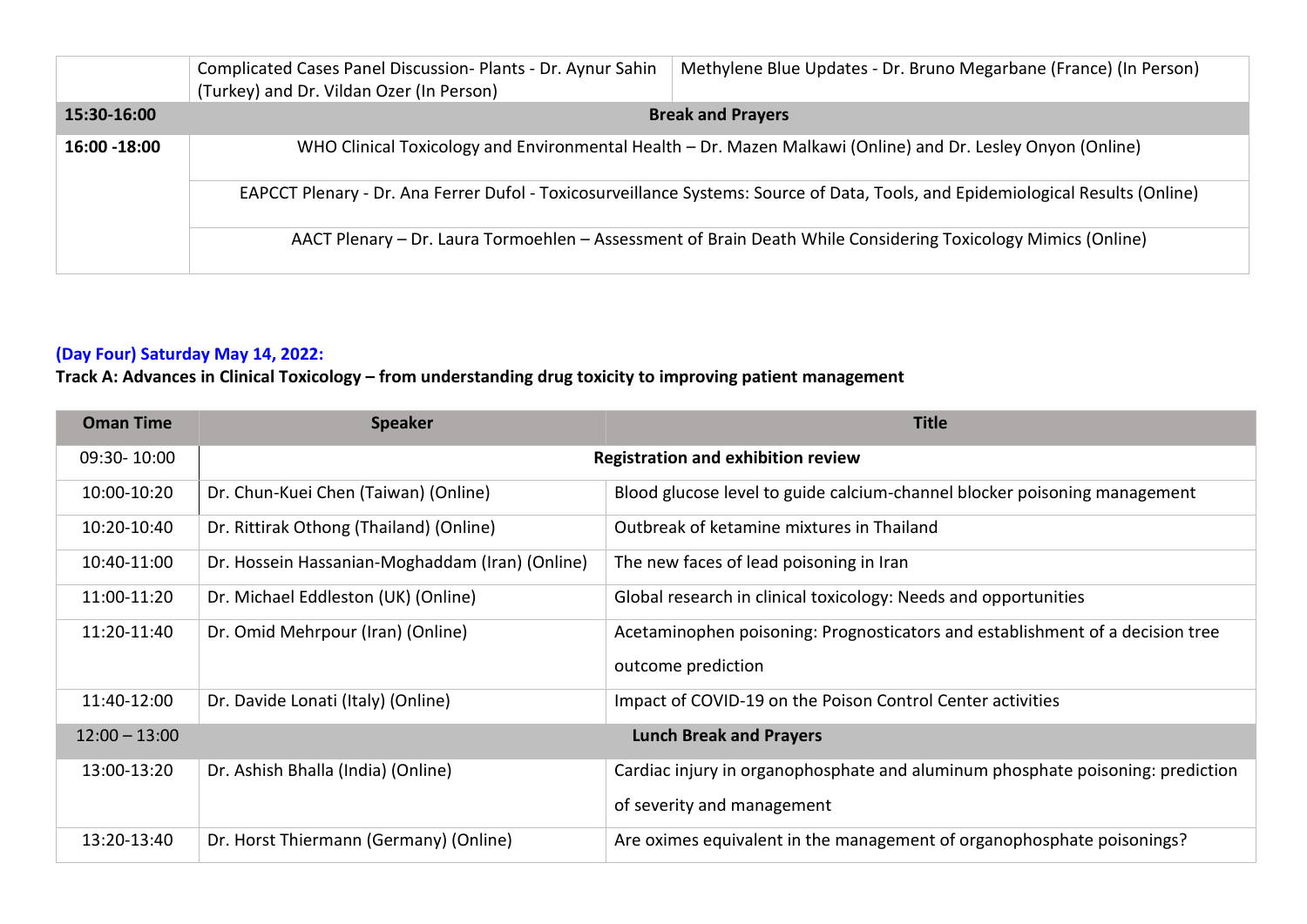| | | |
|---|---|---|
| | Complicated Cases Panel Discussion- Plants - Dr. Aynur Sahin (Turkey) and Dr. Vildan Ozer (In Person) | Methylene Blue Updates - Dr. Bruno Megarbane (France) (In Person) |
| **15:30-16:00** | **Break and Prayers** | |
| **16:00 -18:00** | WHO Clinical Toxicology and Environmental Health – Dr. Mazen Malkawi (Online) and Dr. Lesley Onyon (Online) | |
| | EAPCCT Plenary - Dr. Ana Ferrer Dufol - Toxicosurveillance Systems: Source of Data, Tools, and Epidemiological Results (Online) | |
| | AACT Plenary – Dr. Laura Tormoehlen – Assessment of Brain Death While Considering Toxicology Mimics (Online) | |

**(Day Four) Saturday May 14, 2022:**

**Track A: Advances in Clinical Toxicology – from understanding drug toxicity to improving patient management**

| Oman Time | Speaker | Title |
|---|---|---|
| 09:30- 10:00 | **Registration and exhibition review** | |
| 10:00-10:20 | Dr. Chun-Kuei Chen (Taiwan) (Online) | Blood glucose level to guide calcium-channel blocker poisoning management |
| 10:20-10:40 | Dr. Rittirak Othong (Thailand) (Online) | Outbreak of ketamine mixtures in Thailand |
| 10:40-11:00 | Dr. Hossein Hassanian-Moghaddam (Iran) (Online) | The new faces of lead poisoning in Iran |
| 11:00-11:20 | Dr. Michael Eddleston (UK) (Online) | Global research in clinical toxicology: Needs and opportunities |
| 11:20-11:40 | Dr. Omid Mehrpour (Iran) (Online) | Acetaminophen poisoning: Prognosticators and establishment of a decision tree outcome prediction |
| 11:40-12:00 | Dr. Davide Lonati (Italy) (Online) | Impact of COVID-19 on the Poison Control Center activities |
| 12:00 – 13:00 | **Lunch Break and Prayers** | |
| 13:00-13:20 | Dr. Ashish Bhalla (India) (Online) | Cardiac injury in organophosphate and aluminum phosphate poisoning: prediction of severity and management |
| 13:20-13:40 | Dr. Horst Thiermann (Germany) (Online) | Are oximes equivalent in the management of organophosphate poisonings? |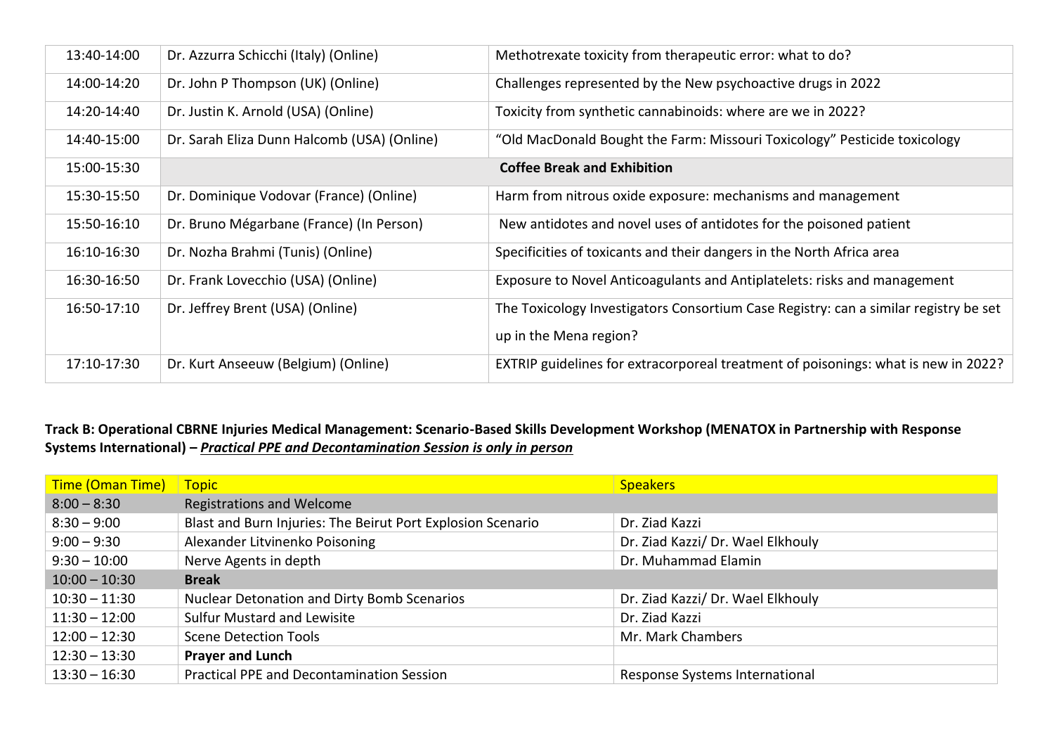| | | |
|---|---|---|
| 13:40-14:00 | Dr. Azzurra Schicchi (Italy) (Online) | Methotrexate toxicity from therapeutic error: what to do? |
| 14:00-14:20 | Dr. John P Thompson (UK) (Online) | Challenges represented by the New psychoactive drugs in 2022 |
| 14:20-14:40 | Dr. Justin K. Arnold (USA) (Online) | Toxicity from synthetic cannabinoids: where are we in 2022? |
| 14:40-15:00 | Dr. Sarah Eliza Dunn Halcomb (USA) (Online) | "Old MacDonald Bought the Farm: Missouri Toxicology" Pesticide toxicology |
| 15:00-15:30 | **Coffee Break and Exhibition** | |
| 15:30-15:50 | Dr. Dominique Vodovar (France) (Online) | Harm from nitrous oxide exposure: mechanisms and management |
| 15:50-16:10 | Dr. Bruno Mégarbane (France) (In Person) | New antidotes and novel uses of antidotes for the poisoned patient |
| 16:10-16:30 | Dr. Nozha Brahmi (Tunis) (Online) | Specificities of toxicants and their dangers in the North Africa area |
| 16:30-16:50 | Dr. Frank Lovecchio (USA) (Online) | Exposure to Novel Anticoagulants and Antiplatelets: risks and management |
| 16:50-17:10 | Dr. Jeffrey Brent (USA) (Online) | The Toxicology Investigators Consortium Case Registry: can a similar registry be set up in the Mena region? |
| 17:10-17:30 | Dr. Kurt Anseeuw (Belgium) (Online) | EXTRIP guidelines for extracorporeal treatment of poisonings: what is new in 2022? |

**Track B: Operational CBRNE Injuries Medical Management: Scenario-Based Skills Development Workshop (MENATOX in Partnership with Response Systems International) –** ***Practical PPE and Decontamination Session is only in person***

| Time (Oman Time) | Topic | Speakers |
|---|---|---|
| 8:00 – 8:30 | Registrations and Welcome | |
| 8:30 – 9:00 | Blast and Burn Injuries: The Beirut Port Explosion Scenario | Dr. Ziad Kazzi |
| 9:00 – 9:30 | Alexander Litvinenko Poisoning | Dr. Ziad Kazzi/ Dr. Wael Elkhouly |
| 9:30 – 10:00 | Nerve Agents in depth | Dr. Muhammad Elamin |
| 10:00 – 10:30 | **Break** | |
| 10:30 – 11:30 | Nuclear Detonation and Dirty Bomb Scenarios | Dr. Ziad Kazzi/ Dr. Wael Elkhouly |
| 11:30 – 12:00 | Sulfur Mustard and Lewisite | Dr. Ziad Kazzi |
| 12:00 – 12:30 | Scene Detection Tools | Mr. Mark Chambers |
| 12:30 – 13:30 | **Prayer and Lunch** | |
| 13:30 – 16:30 | Practical PPE and Decontamination Session | Response Systems International |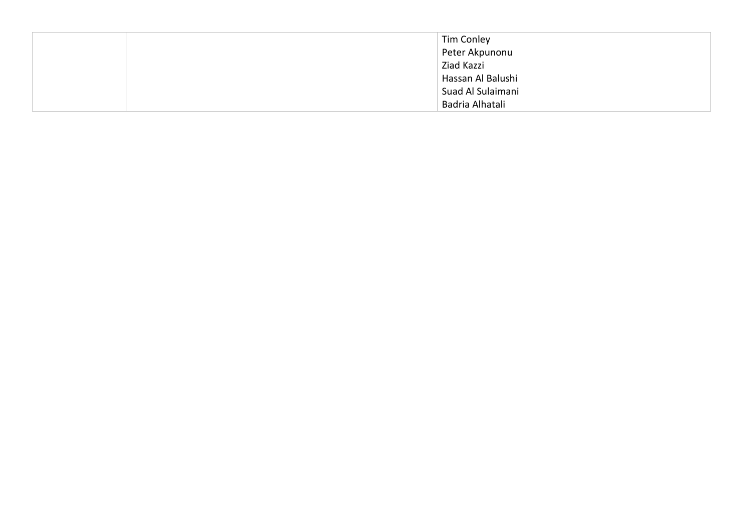| | | |
|---|---|---|
| | | Tim Conley<br>Peter Akpunonu<br>Ziad Kazzi<br>Hassan Al Balushi<br>Suad Al Sulaimani<br>Badria Alhatali |